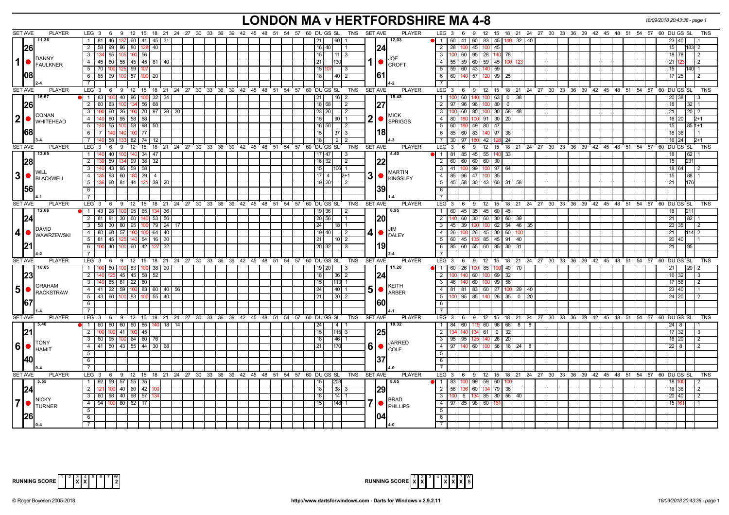# LONDON MA v HERTFORDSHIRE MA 4-8

18/09/2018 20:43:38 - page 1

## Match 1: DANNY FAULKNER v JOE CROFT

| | DANNY FAULKNER | JOE CROFT |
|---|---|---|
| Set Ave | 26.08 | 24.61 |
| Avg | 11.36 | 12.03 |
| Result | 2-4 | 4-2 |

**DANNY FAULKNER**

| LEG | Scores | DU | GS | SL | TNS |
|---|---|---|---|---|---|
| 1 | 81 46 137 60 41 45 31 | | 21 | 60 | 1 |
| 2 | 58 99 96 80 128 40 | 16 | 40 | | 1 |
| 3 | 134 95 105 100 56 | | 15 | 11 | 3 |
| 4 | 45 60 55 45 45 81 40 | | 21 | 130 | |
| 5 | 70 100 125 99 107 | 15 | 107 | | 3 |
| 6 | 85 99 100 57 100 20 | | 18 | 40 | 2 |

**JOE CROFT**

| LEG | Scores | DU | GS | SL | TNS |
|---|---|---|---|---|---|
| 1 | 60 41 60 83 45 140 32 40 | 23 | 40 | | 1 |
| 2 | 28 100 45 100 45 | | 15 | 183 | 2 |
| 3 | 100 60 95 28 140 78 | 18 | 78 | | 2 |
| 4 | 55 59 60 59 45 100 123 | 21 | 123 | | 2 |
| 5 | 59 60 43 140 59 | | 15 | 140 | 1 |
| 6 | 60 140 57 120 99 25 | 17 | 25 | | 2 |

## Match 2: CONAN WHITEHEAD v MICK SPRIGGS

| | CONAN WHITEHEAD | MICK SPRIGGS |
|---|---|---|
| Set Ave | 26.68 | 27.18 |
| Avg | 16.67 | 15.48 |
| Result | 3-4 | 4-3 |

**CONAN WHITEHEAD**

| LEG | Scores | DU | GS | SL | TNS |
|---|---|---|---|---|---|
| 1 | 83 100 40 96 100 32 34 | | 21 | 16 | 2 |
| 2 | 60 83 100 134 56 68 | 18 | 68 | | 2 |
| 3 | 100 60 26 100 70 97 28 20 | 23 | 20 | | 2 |
| 4 | 140 60 95 58 58 | | 15 | 90 | 1 |
| 5 | 140 55 100 58 98 50 | 16 | 50 | | 2 |
| 6 | 7 140 140 100 77 | | 15 | 37 | 3 |
| 7 | 140 58 133 82 74 12 | | 18 | 2 | 2 |

**MICK SPRIGGS**

| LEG | Scores | DU | GS | SL | TNS |
|---|---|---|---|---|---|
| 1 | 100 60 140 100 63 0 38 | 20 | 38 | | 3 |
| 2 | 97 96 96 100 80 0 | | 18 | 32 | 1 |
| 3 | 100 60 85 100 30 58 48 | | 21 | 20 | 2 |
| 4 | 80 180 100 91 30 20 | 16 | 20 | | 2+1 |
| 5 | 60 180 49 80 47 | | 15 | 85 | 1+1 |
| 6 | 85 60 83 140 97 36 | 18 | 36 | | 1 |
| 7 | 30 97 180 42 128 24 | 16 | 24 | | 2+1 |

## Match 3: WILL BLACKWELL v MARTIN KINGSLEY

| | WILL BLACKWELL | MARTIN KINGSLEY |
|---|---|---|
| Set Ave | 28.56 | 22.39 |
| Avg | 13.65 | 4.40 |
| Result | 4-1 | 1-4 |

**WILL BLACKWELL**

| LEG | Scores | DU | GS | SL | TNS |
|---|---|---|---|---|---|
| 1 | 140 40 100 140 34 47 | 17 | 47 | | 3 |
| 2 | 139 59 134 99 38 32 | 16 | 32 | | 2 |
| 3 | 140 43 95 59 58 | | 15 | 106 | 1 |
| 4 | 135 93 60 180 29 4 | 17 | 4 | | 2+1 |
| 5 | 136 60 81 44 121 39 20 | 19 | 20 | | 2 |

**MARTIN KINGSLEY**

| LEG | Scores | DU | GS | SL | TNS |
|---|---|---|---|---|---|
| 1 | 81 85 45 55 140 33 | | 18 | 62 | 1 |
| 2 | 60 60 60 60 30 | | 15 | 231 | |
| 3 | 41 100 99 100 97 64 | 18 | 64 | | 2 |
| 4 | 85 96 47 100 85 | | 15 | 88 | 1 |
| 5 | 45 58 30 43 60 31 58 | | 21 | 176 | |

## Match 4: DAVID WAWRZEWSKI v JIM DALEY

| | DAVID WAWRZEWSKI | JIM DALEY |
|---|---|---|
| Set Ave | 24.21 | 20.19 |
| Avg | 12.66 | 6.95 |
| Result | 4-2 | 2-4 |

**DAVID WAWRZEWSKI**

| LEG | Scores | DU | GS | SL | TNS |
|---|---|---|---|---|---|
| 1 | 43 28 100 95 65 134 36 | 19 | 36 | | 2 |
| 2 | 81 81 30 60 140 53 56 | 20 | 56 | | 1 |
| 3 | 58 30 80 95 100 79 24 17 | | 24 | 18 | 1 |
| 4 | 80 60 57 100 100 64 40 | 19 | 40 | | 2 |
| 5 | 81 45 125 140 54 16 30 | | 21 | 10 | 2 |
| 6 | 100 40 100 60 42 127 32 | 20 | 32 | | 3 |

**JIM DALEY**

| LEG | Scores | DU | GS | SL | TNS |
|---|---|---|---|---|---|
| 1 | 60 45 35 45 60 45 | | 18 | 211 | |
| 2 | 140 60 30 60 30 60 39 | | 21 | 82 | 1 |
| 3 | 45 39 120 100 62 54 46 35 | 23 | 35 | | 2 |
| 4 | 26 100 26 45 30 60 100 | | 21 | 114 | 2 |
| 5 | 60 45 135 85 45 91 40 | 20 | 40 | | 1 |
| 6 | 85 60 55 60 85 30 31 | | 21 | 95 | |

## Match 5: GRAHAM RACKSTRAW v KEITH ARBER

| | GRAHAM RACKSTRAW | KEITH ARBER |
|---|---|---|
| Set Ave | 23.67 | 24.60 |
| Avg | 10.05 | 11.20 |
| Result | 1-4 | 4-1 |

**GRAHAM RACKSTRAW**

| LEG | Scores | DU | GS | SL | TNS |
|---|---|---|---|---|---|
| 1 | 100 60 100 83 100 38 20 | 19 | 20 | | 3 |
| 2 | 140 125 45 45 58 52 | | 18 | 36 | 2 |
| 3 | 140 85 81 22 60 | | 15 | 113 | 1 |
| 4 | 41 22 59 100 83 60 40 56 | | 24 | 40 | 1 |
| 5 | 43 60 100 83 100 55 40 | | 21 | 20 | 2 |

**KEITH ARBER**

| LEG | Scores | DU | GS | SL | TNS |
|---|---|---|---|---|---|
| 1 | 60 26 100 85 100 40 70 | | 21 | 20 | 2 |
| 2 | 100 140 60 100 69 32 | 16 | 32 | | 3 |
| 3 | 46 140 60 100 99 56 | 17 | 56 | | 2 |
| 4 | 81 81 83 60 27 100 29 40 | 23 | 40 | | 1 |
| 5 | 100 95 85 140 26 35 0 20 | 24 | 20 | | 2 |

## Match 6: TONY HAMIT v JARRED COLE

| | TONY HAMIT | JARRED COLE |
|---|---|---|
| Set Ave | 21.40 | 25.37 |
| Avg | 5.40 | 10.32 |
| Result | 0-4 | 4-0 |

**TONY HAMIT**

| LEG | Scores | DU | GS | SL | TNS |
|---|---|---|---|---|---|
| 1 | 60 60 60 60 85 140 18 14 | | 24 | 4 | 1 |
| 2 | 100 100 41 100 45 | | 15 | 115 | 3 |
| 3 | 60 95 100 64 60 76 | | 18 | 46 | 1 |
| 4 | 41 50 43 55 44 30 68 | | 21 | 170 | |

**JARRED COLE**

| LEG | Scores | DU | GS | SL | TNS |
|---|---|---|---|---|---|
| 1 | 84 60 119 60 96 66 8 8 | 24 | 8 | | 1 |
| 2 | 134 140 134 61 0 32 | 17 | 32 | | 3 |
| 3 | 95 95 125 140 26 20 | 16 | 20 | | 2 |
| 4 | 97 140 60 100 56 16 24 8 | 22 | 8 | | 2 |

## Match 7: NICKY TURNER v BRAD PHILLIPS

| | NICKY TURNER | BRAD PHILLIPS |
|---|---|---|
| Set Ave | 24.26 | 29.04 |
| Avg | 5.55 | 8.65 |
| Result | 0-4 | 4-0 |

**NICKY TURNER**

| LEG | Scores | DU | GS | SL | TNS |
|---|---|---|---|---|---|
| 1 | 92 59 57 55 35 | | 15 | 203 | |
| 2 | 121 100 40 60 42 100 | | 18 | 38 | 3 |
| 3 | 60 98 40 98 57 134 | | 18 | 14 | 1 |
| 4 | 94 100 80 62 17 | | 15 | 148 | 1 |

**BRAD PHILLIPS**

| LEG | Scores | DU | GS | SL | TNS |
|---|---|---|---|---|---|
| 1 | 83 100 99 59 60 100 | 18 | 100 | | 2 |
| 2 | 56 136 60 134 79 36 | 16 | 36 | | 2 |
| 3 | 100 6 134 85 80 56 40 | 20 | 40 | | 2 |
| 4 | 97 85 98 60 161 | 15 | 161 | | 1 |

**RUNNING SCORE (London MA):** 1 – 2 – 3 X – 4 X – 5 – 6 – 7 — W: 2

**RUNNING SCORE (Hertfordshire MA):** 1 X – 2 X – 3 – 4 – 5 X – 6 X – 7 X — W: 5

© Roger Boyesen 2005-2018 — http://www.dartsforwindows.com - Darts for Windows v.2.9.2.11 — 18/09/2018 20:43:38 - page 1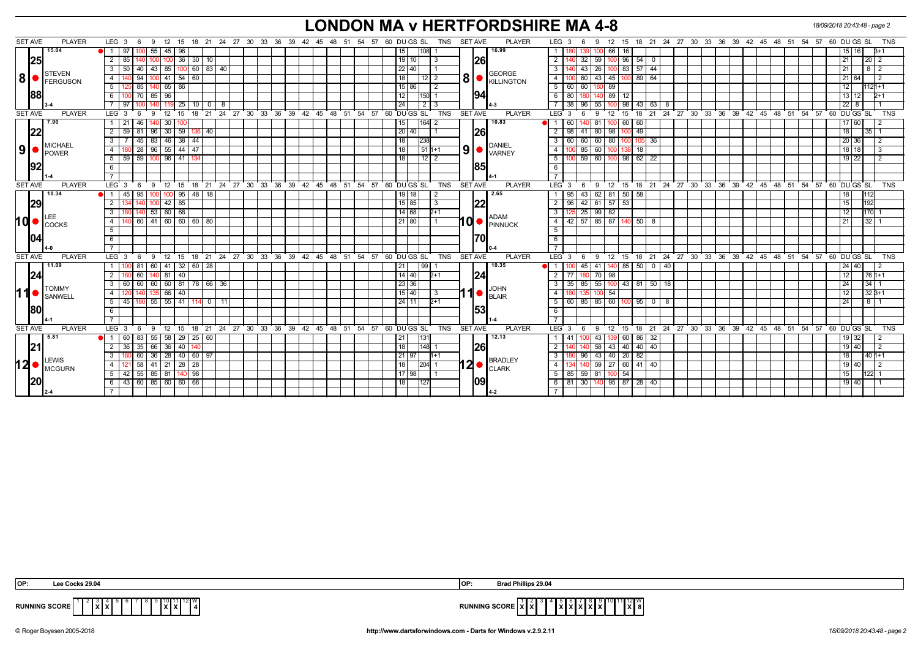# LONDON MA v HERTFORDSHIRE MA 4-8

| SET AVE | PLAYER | LEG | 3 | 6 | 9 | 12 | 15 | 18 | 21 | 24 | DU | GS | SL | TNS | SET AVE | PLAYER | LEG | 3 | 6 | 9 | 12 | 15 | 18 | 21 | 24 | DU | GS | SL | TNS |
|---|---|---|---|---|---|---|---|---|---|---|---|---|---|---|---|---|---|---|---|---|---|---|---|---|---|---|---|---|---|
| 15.04 | 8 STEVEN FERGUSON | 1 | 97 | 100 | 55 | 45 | 96 | | | | 15 | | 108 | 1 | 16.99 | 8 GEORGE KILLINGTON | 1 | 180 | 139 | 100 | 66 | 16 | | | | 15 | 16 | | 3+1 |
| 25 | | 2 | 85 | 140 | 100 | 100 | 36 | 30 | 10 | | 19 | 10 | | 3 | 26 | | 2 | 140 | 32 | 59 | 100 | 96 | 54 | 0 | | 21 | | 20 | 2 |
| | | 3 | 50 | 40 | 43 | 85 | 100 | 60 | 83 | 40 | 22 | 40 | | 1 | | | 3 | 140 | 43 | 26 | 100 | 83 | 57 | 44 | | 21 | | 8 | 2 |
| | | 4 | 140 | 94 | 100 | 41 | 54 | 60 | | | 18 | | 12 | 2 | | | 4 | 100 | 60 | 43 | 45 | 100 | 89 | 64 | | 21 | 64 | | 2 |
| | | 5 | 125 | 85 | 140 | 65 | 86 | | | | 15 | 86 | | 2 | | | 5 | 60 | 60 | 180 | 89 | | | | | 12 | | 112 | 1+1 |
| 88 | | 6 | 100 | 70 | 85 | 96 | | | | | 12 | | 150 | 1 | 94 | | 6 | 80 | 180 | 140 | 89 | 12 | | | | 13 | 12 | | 2+1 |
| 3-4 | | 7 | 97 | 100 | 140 | 119 | 25 | 10 | 0 | 8 | 24 | | 2 | 3 | 4-3 | | 7 | 38 | 96 | 55 | 100 | 98 | 43 | 63 | 8 | 22 | 8 | | 1 |
| 7.90 | 9 MICHAEL POWER | 1 | 21 | 46 | 140 | 30 | 100 | | | | 15 | | 164 | 2 | 10.83 | 9 DANIEL VARNEY | 1 | 60 | 140 | 81 | 100 | 60 | 60 | | | 17 | 60 | | 2 |
| 22 | | 2 | 59 | 81 | 96 | 30 | 59 | 136 | 40 | | 20 | 40 | | 1 | 26 | | 2 | 98 | 41 | 80 | 98 | 100 | 49 | | | 18 | | 35 | 1 |
| | | 3 | 7 | 45 | 83 | 46 | 38 | 44 | | | 18 | | 238 | | | | 3 | 60 | 60 | 60 | 80 | 100 | 105 | 36 | | 20 | 36 | | 2 |
| | | 4 | 180 | 28 | 96 | 55 | 44 | 47 | | | 18 | | 51 | 1+1 | | | 4 | 100 | 85 | 60 | 100 | 138 | 18 | | | 18 | 18 | | 3 |
| 92 | | 5 | 59 | 59 | 100 | 96 | 41 | 134 | | | 18 | | 12 | 2 | 85 | | 5 | 100 | 59 | 60 | 100 | 98 | 62 | 22 | | 19 | 22 | | 2 |
| 1-4 | | | | | | | | | | | | | | | 4-1 | | | | | | | | | | | | | | |
| 10.34 | 10 LEE COCKS | 1 | 45 | 95 | 100 | 100 | 95 | 48 | 18 | | 19 | 18 | | 2 | 2.65 | 10 ADAM PINNUCK | 1 | 95 | 43 | 62 | 81 | 50 | 58 | | | 18 | | 112 | |
| 29 | | 2 | 134 | 140 | 100 | 42 | 85 | | | | 15 | 85 | | 3 | 22 | | 2 | 96 | 42 | 61 | 57 | 53 | | | | 15 | | 192 | |
| | | 3 | 180 | 140 | 53 | 60 | 68 | | | | 14 | 68 | | 2+1 | | | 3 | 125 | 25 | 99 | 82 | | | | | 12 | | 170 | 1 |
| 04 | | 4 | 140 | 60 | 41 | 60 | 60 | 60 | 80 | | 21 | 80 | | 1 | 70 | | 4 | 42 | 57 | 85 | 87 | 140 | 50 | 8 | | 21 | | 32 | 1 |
| 4-0 | | | | | | | | | | | | | | | 0-4 | | | | | | | | | | | | | | |
| 11.09 | 11 TOMMY SANWELL | 1 | 100 | 81 | 60 | 41 | 32 | 60 | 28 | | 21 | | 99 | 1 | 10.35 | 11 JOHN BLAIR | 1 | 100 | 45 | 41 | 140 | 85 | 50 | 0 | 40 | 24 | 40 | | 2 |
| 24 | | 2 | 180 | 60 | 140 | 81 | 40 | | | | 14 | 40 | | 2+1 | 24 | | 2 | 77 | 180 | 70 | 98 | | | | | 12 | | 76 | 1+1 |
| | | 3 | 60 | 60 | 60 | 60 | 81 | 78 | 66 | 36 | 23 | 36 | | | | | 3 | 35 | 85 | 55 | 100 | 43 | 81 | 50 | 18 | 24 | | 34 | 1 |
| | | 4 | 120 | 140 | 135 | 66 | 40 | | | | 15 | 40 | | 3 | | | 4 | 180 | 135 | 100 | 54 | | | | | 12 | | 32 | 3+1 |
| 80 | | 5 | 45 | 180 | 55 | 55 | 41 | 114 | 0 | 11 | 24 | 11 | | 2+1 | 53 | | 5 | 60 | 85 | 85 | 60 | 100 | 95 | 0 | 8 | 24 | | 8 | 1 |
| 4-1 | | | | | | | | | | | | | | | 1-4 | | | | | | | | | | | | | | |
| 5.81 | 12 LEWIS MCGURN | 1 | 60 | 83 | 55 | 58 | 29 | 25 | 60 | | 21 | | 131 | | 12.13 | 12 BRADLEY CLARK | 1 | 41 | 100 | 43 | 139 | 60 | 86 | 32 | | 19 | 32 | | 2 |
| 21 | | 2 | 36 | 35 | 66 | 36 | 40 | 140 | | | 18 | | 148 | 1 | 26 | | 2 | 140 | 140 | 58 | 43 | 40 | 40 | 40 | | 19 | 40 | | 2 |
| | | 3 | 180 | 60 | 36 | 28 | 40 | 60 | 97 | | 21 | 97 | | 1+1 | | | 3 | 180 | 96 | 43 | 40 | 20 | 82 | | | 18 | | 40 | 1+1 |
| | | 4 | 121 | 58 | 41 | 21 | 28 | 28 | | | 18 | | 204 | 1 | | | 4 | 134 | 140 | 59 | 27 | 60 | 41 | 40 | | 19 | 40 | | 2 |
| | | 5 | 42 | 55 | 85 | 81 | 140 | 98 | | | 17 | 98 | | 1 | | | 5 | 85 | 59 | 81 | 100 | 54 | | | | 15 | | 122 | 1 |
| 20 | | 6 | 43 | 60 | 85 | 60 | 60 | 66 | | | 18 | | 127 | | 09 | | 6 | 81 | 30 | 140 | 95 | 87 | 28 | 40 | | 19 | 40 | | 1 |
| 2-4 | | | | | | | | | | | | | | | 4-2 | | | | | | | | | | | | | | |

OP: Lee Cocks 29.04

OP: Brad Phillips 29.04

| RUNNING SCORE | 1 | 2 | 3 | 4 | 5 | 6 | 7 | 8 | 9 | 10 | 11 | 12 | W |
|---|---|---|---|---|---|---|---|---|---|---|---|---|---|
| London | | | X | X | | | | | | X | X | | 4 |
| Hertfordshire | X | X | | | X | X | X | X | X | | | X | 8 |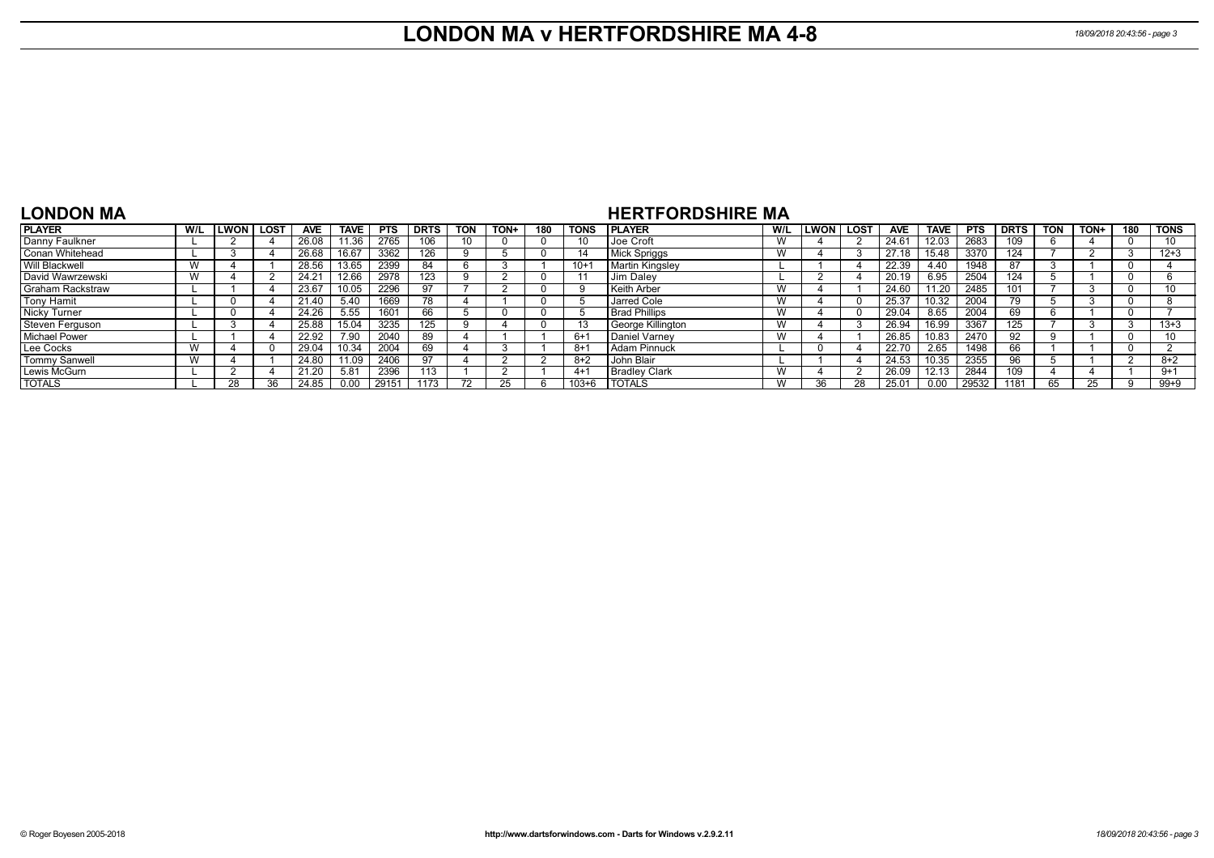# LONDON MA v HERTFORDSHIRE MA 4-8

## LONDON MA

| PLAYER | W/L | LWON | LOST | AVE | TAVE | PTS | DRTS | TON | TON+ | 180 | TONS |
|---|---|---|---|---|---|---|---|---|---|---|---|
| Danny Faulkner | L | 2 | 4 | 26.08 | 11.36 | 2765 | 106 | 10 | 0 | 0 | 10 |
| Conan Whitehead | L | 3 | 4 | 26.68 | 16.67 | 3362 | 126 | 9 | 5 | 0 | 14 |
| Will Blackwell | W | 4 | 1 | 28.56 | 13.65 | 2399 | 84 | 6 | 3 | 1 | 10+1 |
| David Wawrzewski | W | 4 | 2 | 24.21 | 12.66 | 2978 | 123 | 9 | 2 | 0 | 11 |
| Graham Rackstraw | L | 1 | 4 | 23.67 | 10.05 | 2296 | 97 | 7 | 2 | 0 | 9 |
| Tony Hamit | L | 0 | 4 | 21.40 | 5.40 | 1669 | 78 | 4 | 1 | 0 | 5 |
| Nicky Turner | L | 0 | 4 | 24.26 | 5.55 | 1601 | 66 | 5 | 0 | 0 | 5 |
| Steven Ferguson | L | 3 | 4 | 25.88 | 15.04 | 3235 | 125 | 9 | 4 | 0 | 13 |
| Michael Power | L | 1 | 4 | 22.92 | 7.90 | 2040 | 89 | 4 | 1 | 1 | 6+1 |
| Lee Cocks | W | 4 | 0 | 29.04 | 10.34 | 2004 | 69 | 4 | 3 | 1 | 8+1 |
| Tommy Sanwell | W | 4 | 1 | 24.80 | 11.09 | 2406 | 97 | 4 | 2 | 2 | 8+2 |
| Lewis McGurn | L | 2 | 4 | 21.20 | 5.81 | 2396 | 113 | 1 | 2 | 1 | 4+1 |
| TOTALS | L | 28 | 36 | 24.85 | 0.00 | 29151 | 1173 | 72 | 25 | 6 | 103+6 |

## HERTFORDSHIRE MA

| PLAYER | W/L | LWON | LOST | AVE | TAVE | PTS | DRTS | TON | TON+ | 180 | TONS |
|---|---|---|---|---|---|---|---|---|---|---|---|
| Joe Croft | W | 4 | 2 | 24.61 | 12.03 | 2683 | 109 | 6 | 4 | 0 | 10 |
| Mick Spriggs | W | 4 | 3 | 27.18 | 15.48 | 3370 | 124 | 7 | 2 | 3 | 12+3 |
| Martin Kingsley | L | 1 | 4 | 22.39 | 4.40 | 1948 | 87 | 3 | 1 | 0 | 4 |
| Jim Daley | L | 2 | 4 | 20.19 | 6.95 | 2504 | 124 | 5 | 1 | 0 | 6 |
| Keith Arber | W | 4 | 1 | 24.60 | 11.20 | 2485 | 101 | 7 | 3 | 0 | 10 |
| Jarred Cole | W | 4 | 0 | 25.37 | 10.32 | 2004 | 79 | 5 | 3 | 0 | 8 |
| Brad Phillips | W | 4 | 0 | 29.04 | 8.65 | 2004 | 69 | 6 | 1 | 0 | 7 |
| George Killington | W | 4 | 3 | 26.94 | 16.99 | 3367 | 125 | 7 | 3 | 3 | 13+3 |
| Daniel Varney | W | 4 | 1 | 26.85 | 10.83 | 2470 | 92 | 9 | 1 | 0 | 10 |
| Adam Pinnuck | L | 0 | 4 | 22.70 | 2.65 | 1498 | 66 | 1 | 1 | 0 | 2 |
| John Blair | L | 1 | 4 | 24.53 | 10.35 | 2355 | 96 | 5 | 1 | 2 | 8+2 |
| Bradley Clark | W | 4 | 2 | 26.09 | 12.13 | 2844 | 109 | 4 | 4 | 1 | 9+1 |
| TOTALS | W | 36 | 28 | 25.01 | 0.00 | 29532 | 1181 | 65 | 25 | 9 | 99+9 |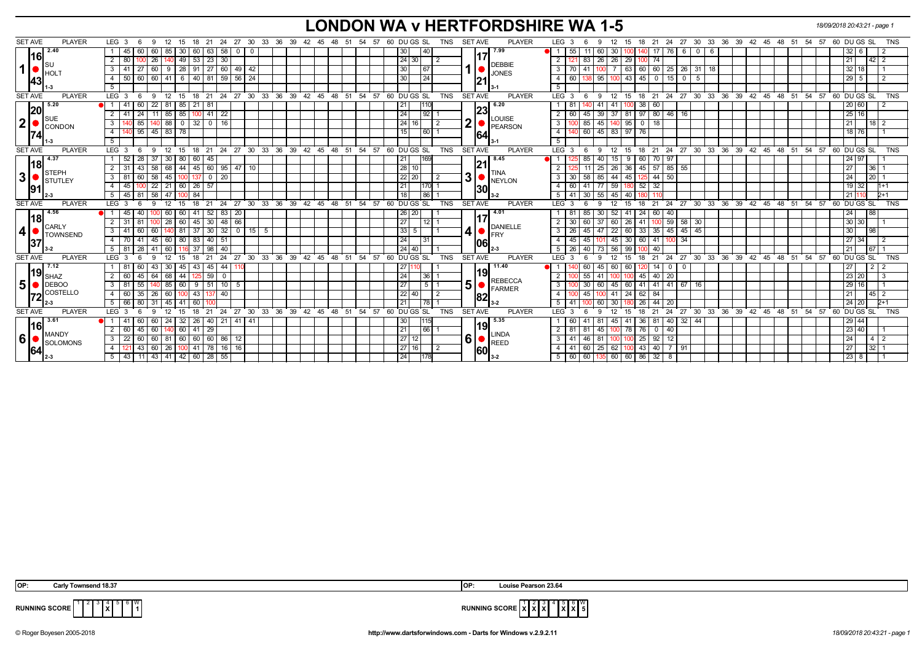# LONDON WA v HERTFORDSHIRE WA 1-5

| SET AVE | PLAYER | LEG | 3 | 6 | 9 | 12 | 15 | 18 | 21 | 24 | 27 | 30 | DU | GS | SL | TNS | SET AVE | PLAYER | LEG | 3 | 6 | 9 | 12 | 15 | 18 | 21 | 24 | 27 | 30 | 33 | DU | GS | SL | TNS |
|---|---|---|---|---|---|---|---|---|---|---|---|---|---|---|---|---|---|---|---|---|---|---|---|---|---|---|---|---|---|---|---|---|---|---|
| 2.40 / 16.43 | 1 SU HOLT (1-3) | 1 | 45 | 60 | 60 | 85 | 30 | 60 | 63 | 58 | 0 | 0 | | 30 | | 40 | | 7.99 / 17.21 | 1 DEBBIE JONES (3-1) | 1 | 55 | 11 | 60 | 30 | 100 | 140 | 17 | 76 | 6 | 0 | 6 | | 32 | 6 | 2 |
| | | 2 | 80 | 100 | 26 | 140 | 49 | 53 | 23 | 30 | | | | 24 | 30 | | 2 | | | 2 | 121 | 83 | 26 | 26 | 29 | 100 | 74 | | | | | | 21 | 42 | 2 |
| | | 3 | 41 | 27 | 60 | 9 | 28 | 91 | 27 | 60 | 49 | 42 | | 30 | | 67 | | | | 3 | 70 | 41 | 100 | 7 | 63 | 60 | 60 | 25 | 26 | 31 | 18 | | 32 | 18 | 1 |
| | | 4 | 50 | 60 | 60 | 41 | 6 | 40 | 81 | 59 | 56 | 24 | | 30 | | 24 | | | | 4 | 60 | 138 | 95 | 100 | 43 | 45 | 0 | 15 | 0 | 5 | | | 29 | 5 | 2 |
| 5.20 / 20.74 | 2 SUE CONDON (1-3) | 1 | 41 | 60 | 22 | 81 | 85 | 21 | 81 | | | | | 21 | | 110 | | 6.20 / 23.64 | 2 LOUISE PEARSON (3-1) | 1 | 81 | 140 | 41 | 41 | 100 | 38 | 60 | | | | | | 20 | 60 | 2 |
| | | 2 | 41 | 24 | 11 | 85 | 85 | 100 | 41 | 22 | | | | 24 | | 92 | 1 | | | 2 | 60 | 45 | 39 | 37 | 81 | 97 | 80 | 46 | 16 | | | | 25 | 16 | |
| | | 3 | 140 | 85 | 140 | 88 | 0 | 32 | 0 | 16 | | | | 24 | 16 | | 2 | | | 3 | 100 | 85 | 45 | 140 | 95 | 0 | 18 | | | | | | 21 | 18 | 2 |
| | | 4 | 140 | 95 | 45 | 83 | 78 | | | | | | | 15 | | 60 | 1 | | | 4 | 140 | 60 | 45 | 83 | 97 | 76 | | | | | | | 18 | 76 | 1 |
| 4.37 / 18.91 | 3 STEPH STUTLEY (2-3) | 1 | 52 | 28 | 37 | 30 | 80 | 60 | 45 | | | | | 21 | | 169 | | 8.45 / 21.30 | 3 TINA NEYLON (3-2) | 1 | 125 | 85 | 40 | 15 | 9 | 60 | 70 | 97 | | | | | 24 | 97 | 1 |
| | | 2 | 31 | 43 | 58 | 68 | 44 | 45 | 60 | 95 | 47 | 10 | | 28 | 10 | | | | | 2 | 125 | 11 | 25 | 26 | 36 | 45 | 57 | 85 | 55 | | | | 27 | 36 | 1 |
| | | 3 | 81 | 60 | 58 | 45 | 100 | 137 | 0 | 20 | | | | 22 | 20 | | 2 | | | 3 | 30 | 58 | 85 | 44 | 45 | 125 | 44 | 50 | | | | | 24 | 20 | 1 |
| | | 4 | 45 | 100 | 22 | 21 | 60 | 26 | 57 | | | | | 21 | | 170 | 1 | | | 4 | 60 | 41 | 77 | 59 | 180 | 52 | 32 | | | | | | 19 | 32 | 1+1 |
| | | 5 | 45 | 81 | 58 | 47 | 100 | 84 | | | | | | 18 | | 86 | 1 | | | 5 | 41 | 30 | 55 | 45 | 40 | 180 | 110 | | | | | | 21 | 110 | 2+1 |
| 4.56 / 18.37 | 4 CARLY TOWNSEND (3-2) | 1 | 45 | 40 | 100 | 60 | 60 | 41 | 52 | 83 | 20 | | | 26 | 20 | | 1 | 4.01 / 17.06 | 4 DANIELLE FRY (2-3) | 1 | 81 | 85 | 30 | 52 | 41 | 24 | 60 | 40 | | | | | 24 | | 88 |
| | | 2 | 31 | 81 | 100 | 28 | 60 | 45 | 30 | 48 | 66 | | | 27 | | 12 | 1 | | | 2 | 30 | 60 | 37 | 60 | 26 | 41 | 100 | 59 | 58 | 30 | | | 30 | 30 | 1 |
| | | 3 | 41 | 60 | 60 | 140 | 81 | 37 | 30 | 32 | 0 | 15 / 5 | | 33 | 5 | | 1 | | | 3 | 26 | 45 | 47 | 22 | 60 | 33 | 35 | 45 | 45 | 45 | | | 30 | | 98 |
| | | 4 | 70 | 41 | 45 | 60 | 80 | 83 | 40 | 51 | | | | 24 | | 31 | | | | 4 | 45 | 45 | 101 | 45 | 30 | 60 | 41 | 100 | 34 | | | | 27 | 34 | 2 |
| | | 5 | 81 | 28 | 41 | 60 | 116 | 37 | 98 | 40 | | | | 24 | 40 | | 1 | | | 5 | 26 | 40 | 73 | 56 | 99 | 100 | 40 | | | | | | 21 | | 67 / 1 |
| 7.12 / 19.72 | 5 SHAZ DEBOO COSTELLO (2-3) | 1 | 81 | 60 | 43 | 30 | 45 | 43 | 45 | 44 | 110 | | | 27 | 110 | | 1 | 11.40 / 19.82 | 5 REBECCA FARMER (3-2) | 1 | 140 | 60 | 45 | 60 | 60 | 120 | 14 | 0 | 0 | | | | 27 | | 2 / 2 |
| | | 2 | 60 | 45 | 64 | 68 | 44 | 125 | 59 | 0 | | | | 24 | | 36 | 1 | | | 2 | 100 | 55 | 41 | 100 | 100 | 45 | 40 | 20 | | | | | 23 | 20 | 3 |
| | | 3 | 81 | 55 | 140 | 85 | 60 | 9 | 51 | 10 | 5 | | | 27 | | 5 | 1 | | | 3 | 100 | 30 | 60 | 45 | 60 | 41 | 41 | 41 | 67 | 16 | | | 29 | 16 | 1 |
| | | 4 | 60 | 35 | 26 | 60 | 100 | 43 | 137 | 40 | | | | 22 | 40 | | 2 | | | 4 | 100 | 45 | 100 | 41 | 24 | 62 | 84 | | | | | | 21 | | 45 / 2 |
| | | 5 | 66 | 80 | 31 | 45 | 41 | 60 | 100 | | | | | 21 | | 78 | 1 | | | 5 | 41 | 100 | 60 | 30 | 180 | 26 | 44 | 20 | | | | | 24 | 20 | 2+1 |
| 3.61 / 16.64 | 6 MANDY SOLOMONS (2-3) | 1 | 41 | 60 | 60 | 24 | 32 | 26 | 40 | 21 | 41 | 41 | | 30 | | 115 | | 5.35 / 19.60 | 6 LINDA REED (3-2) | 1 | 60 | 41 | 81 | 45 | 41 | 36 | 81 | 40 | 32 | 44 | | | 29 | 44 | |
| | | 2 | 60 | 45 | 60 | 140 | 60 | 41 | 29 | | | | | 21 | | 66 | 1 | | | 2 | 81 | 81 | 45 | 100 | 78 | 76 | 0 | 40 | | | | | 23 | 40 | 1 |
| | | 3 | 22 | 60 | 60 | 81 | 60 | 60 | 60 | 86 | 12 | | | 27 | 12 | | | | | 3 | 41 | 46 | 81 | 100 | 100 | 25 | 92 | 12 | | | | | 24 | | 4 / 2 |
| | | 4 | 121 | 43 | 60 | 26 | 100 | 41 | 78 | 16 | 16 | | | 27 | 16 | | 2 | | | 4 | 41 | 60 | 25 | 62 | 100 | 43 | 40 | 7 | 91 | | | | 27 | | 32 / 1 |
| | | 5 | 43 | 11 | 43 | 41 | 42 | 60 | 28 | 55 | | | | 24 | | 178 | | | | 5 | 60 | 60 | 135 | 60 | 60 | 86 | 32 | 8 | | | | | 23 | 8 | 1 |

OP: Carly Townsend 18.37 | OP: Louise Pearson 23.64

RUNNING SCORE (London WA): 1 2 3 4 5 6 — X at 4 — W: 1

RUNNING SCORE (Hertfordshire WA): X X X at 1, 2, 3; X X at 5, 6 — W: 5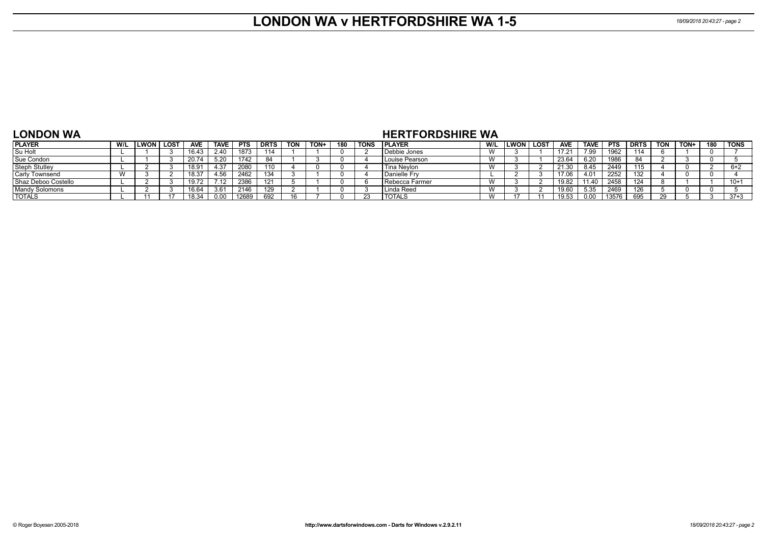# LONDON WA v HERTFORDSHIRE WA 1-5

## LONDON WA

| PLAYER | W/L | LWON | LOST | AVE | TAVE | PTS | DRTS | TON | TON+ | 180 | TONS |
|---|---|---|---|---|---|---|---|---|---|---|---|
| Su Holt | L | 1 | 3 | 16.43 | 2.40 | 1873 | 114 | 1 | 1 | 0 | 2 |
| Sue Condon | L | 1 | 3 | 20.74 | 5.20 | 1742 | 84 | 1 | 3 | 0 | 4 |
| Steph Stutley | L | 2 | 3 | 18.91 | 4.37 | 2080 | 110 | 4 | 0 | 0 | 4 |
| Carly Townsend | W | 3 | 2 | 18.37 | 4.56 | 2462 | 134 | 3 | 1 | 0 | 4 |
| Shaz Deboo Costello | L | 2 | 3 | 19.72 | 7.12 | 2386 | 121 | 5 | 1 | 0 | 6 |
| Mandy Solomons | L | 2 | 3 | 16.64 | 3.61 | 2146 | 129 | 2 | 1 | 0 | 3 |
| TOTALS | L | 11 | 17 | 18.34 | 0.00 | 12689 | 692 | 16 | 7 | 0 | 23 |

## HERTFORDSHIRE WA

| PLAYER | W/L | LWON | LOST | AVE | TAVE | PTS | DRTS | TON | TON+ | 180 | TONS |
|---|---|---|---|---|---|---|---|---|---|---|---|
| Debbie Jones | W | 3 | 1 | 17.21 | 7.99 | 1962 | 114 | 6 | 1 | 0 | 7 |
| Louise Pearson | W | 3 | 1 | 23.64 | 6.20 | 1986 | 84 | 2 | 3 | 0 | 5 |
| Tina Neylon | W | 3 | 2 | 21.30 | 8.45 | 2449 | 115 | 4 | 0 | 2 | 6+2 |
| Danielle Fry | L | 2 | 3 | 17.06 | 4.01 | 2252 | 132 | 4 | 0 | 0 | 4 |
| Rebecca Farmer | W | 3 | 2 | 19.82 | 11.40 | 2458 | 124 | 8 | 1 | 1 | 10+1 |
| Linda Reed | W | 3 | 2 | 19.60 | 5.35 | 2469 | 126 | 5 | 0 | 0 | 5 |
| TOTALS | W | 17 | 11 | 19.53 | 0.00 | 13576 | 695 | 29 | 5 | 3 | 37+3 |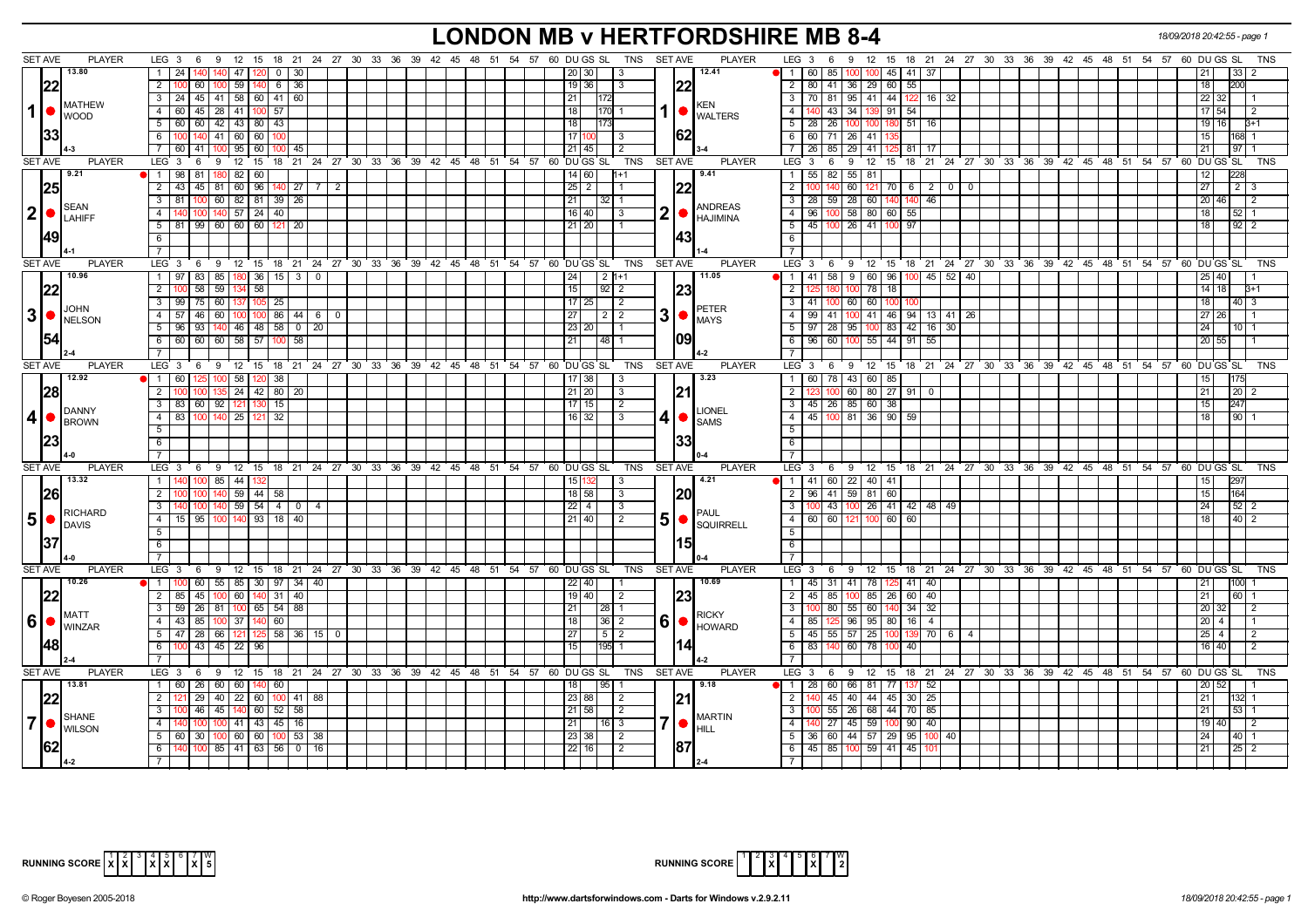# LONDON MB v HERTFORDSHIRE MB 8-4

18/09/2018 20:42:55 - page 1

| SET AVE | PLAYER | LEG | Scores | DU | GS | SL | TNS | SET AVE | PLAYER | LEG | Scores | DU | GS | SL | TNS |
|---|---|---|---|---|---|---|---|---|---|---|---|---|---|---|---|
| 13.80 | 1 MATHEW WOOD | 1 | 24 140 140 47 120 0 30 | 20 | 30 | | 3 | 12.41 | 1 KEN WALTERS | 1 | 60 85 100 100 45 41 37 | 21 | | 33 | 2 |
| 22 | | 2 | 100 60 100 59 140 6 36 | 19 | 36 | | 3 | 22 | | 2 | 80 41 36 29 60 55 | 18 | | 200 | |
| | | 3 | 24 45 41 58 60 41 60 | 21 | | 172 | | | | 3 | 70 81 95 41 44 122 16 32 | 22 | 32 | | 1 |
| | | 4 | 60 45 28 41 100 57 | 18 | | 170 | 1 | | | 4 | 140 43 34 139 91 54 | 17 | 54 | | 2 |
| | | 5 | 60 60 42 43 80 43 | 18 | | 173 | | | | 5 | 28 26 100 100 180 51 16 | 19 | 16 | | 3+1 |
| 33 | | 6 | 100 140 41 60 60 100 | 17 | 100 | | 3 | 62 | | 6 | 60 71 26 41 135 | 15 | | 168 | 1 |
| 4-3 | | 7 | 60 41 100 95 60 100 45 | 21 | 45 | | 2 | 3-4 | | 7 | 26 85 29 41 125 81 17 | 21 | | 97 | 1 |
| 9.21 | 2 SEAN LAHIFF | 1 | 98 81 180 82 60 | 14 | 60 | | 1+1 | 9.41 | 2 ANDREAS HAJIMINA | 1 | 55 82 55 81 | 12 | | 228 | |
| 25 | | 2 | 43 45 81 60 96 140 27 7 2 | 25 | 2 | | 1 | 22 | | 2 | 100 140 60 121 70 6 2 0 0 | 27 | | 2 | 3 |
| | | 3 | 81 100 60 82 81 39 26 | 21 | | 32 | 1 | | | 3 | 28 59 28 60 140 140 46 | 20 | 46 | | 2 |
| | | 4 | 140 100 140 57 24 40 | 16 | 40 | | 3 | | | 4 | 96 100 58 80 60 55 | 18 | | 52 | 1 |
| | | 5 | 81 99 60 60 60 121 20 | 21 | 20 | | 1 | | | 5 | 45 100 26 41 100 97 | 18 | | 92 | 2 |
| 49 | | 6 | | | | | | 43 | | 6 | | | | | |
| 4-1 | | 7 | | | | | | 1-4 | | 7 | | | | | |
| 10.96 | 3 JOHN NELSON | 1 | 97 83 85 180 36 15 3 0 | 24 | | 2 | 1+1 | 11.05 | 3 PETER MAYS | 1 | 41 58 9 60 96 100 45 52 40 | 25 | 40 | | 1 |
| 22 | | 2 | 100 58 59 134 58 | 15 | | 92 | 2 | 23 | | 2 | 125 180 100 78 18 | 14 | 18 | | 3+1 |
| | | 3 | 99 75 60 137 105 25 | 17 | 25 | | 2 | | | 3 | 41 100 60 60 100 100 | 18 | | 40 | 3 |
| | | 4 | 57 46 60 100 100 86 44 6 0 | 27 | | 2 | 2 | | | 4 | 99 41 100 41 46 94 13 41 26 | 27 | 26 | | 1 |
| | | 5 | 96 93 140 46 48 58 0 20 | 23 | 20 | | 1 | | | 5 | 97 28 95 100 83 42 16 30 | 24 | | 10 | 1 |
| 54 | | 6 | 60 60 60 58 57 100 58 | 21 | | 48 | 1 | 09 | | 6 | 96 60 100 55 44 91 55 | 20 | 55 | | 1 |
| 2-4 | | 7 | | | | | | 4-2 | | 7 | | | | | |
| 12.92 | 4 DANNY BROWN | 1 | 60 125 100 58 120 38 | 17 | 38 | | 3 | 3.23 | 4 LIONEL SAMS | 1 | 60 78 43 60 85 | 15 | | 175 | |
| 28 | | 2 | 100 100 135 24 42 80 20 | 21 | 20 | | 3 | 21 | | 2 | 123 100 60 80 27 91 0 | 21 | | 20 | 2 |
| | | 3 | 83 60 92 121 130 15 | 17 | 15 | | 2 | | | 3 | 45 26 85 60 38 | 15 | | 247 | |
| | | 4 | 83 100 140 25 121 32 | 16 | 32 | | 3 | | | 4 | 45 100 81 36 90 59 | 18 | | 90 | 1 |
| 23 | | 5-6 | | | | | | 33 | | 5-6 | | | | | |
| 4-0 | | 7 | | | | | | 0-4 | | 7 | | | | | |
| 13.32 | 5 RICHARD DAVIS | 1 | 140 100 85 44 132 | 15 | 132 | | 3 | 4.21 | 5 PAUL SQUIRRELL | 1 | 41 60 22 40 41 | 15 | | 297 | |
| 26 | | 2 | 100 100 140 59 44 58 | 18 | 58 | | 3 | 20 | | 2 | 96 41 59 81 60 | 15 | | 164 | |
| | | 3 | 140 100 140 59 54 4 0 4 | 22 | 4 | | 3 | | | 3 | 100 43 100 26 41 42 48 49 | 24 | | 52 | 2 |
| | | 4 | 15 95 100 140 93 18 40 | 21 | 40 | | 2 | | | 4 | 60 60 121 100 60 60 | 18 | | 40 | 2 |
| 37 | | 5-6 | | | | | | 15 | | 5-6 | | | | | |
| 4-0 | | 7 | | | | | | 0-4 | | 7 | | | | | |
| 10.26 | 6 MATT WINZAR | 1 | 100 60 55 85 30 97 34 40 | 22 | 40 | | 1 | 10.69 | 6 RICKY HOWARD | 1 | 45 31 41 78 125 41 40 | 21 | | 100 | 1 |
| 22 | | 2 | 85 45 100 60 140 31 40 | 19 | 40 | | 2 | 23 | | 2 | 45 85 100 85 26 60 40 | 21 | | 60 | 1 |
| | | 3 | 59 26 81 100 65 54 88 | 21 | | 28 | 1 | | | 3 | 100 80 55 60 140 34 32 | 20 | 32 | | 2 |
| | | 4 | 43 85 100 37 140 60 | 18 | | 36 | 2 | | | 4 | 85 125 96 95 80 16 4 | 20 | 4 | | 1 |
| | | 5 | 47 28 66 121 125 58 36 15 0 | 27 | | 5 | 2 | | | 5 | 45 55 57 25 100 139 70 6 4 | 25 | 4 | | 2 |
| 48 | | 6 | 100 43 45 22 96 | 15 | | 195 | 1 | 14 | | 6 | 83 140 60 78 100 40 | 16 | 40 | | 2 |
| 2-4 | | 7 | | | | | | 4-2 | | 7 | | | | | |
| 13.81 | 7 SHANE WILSON | 1 | 60 26 60 60 140 60 | 18 | | 95 | 1 | 9.18 | 7 MARTIN HILL | 1 | 28 60 66 81 77 137 52 | 20 | 52 | | 1 |
| 22 | | 2 | 121 29 40 22 60 100 41 88 | 23 | 88 | | 2 | 21 | | 2 | 140 45 40 44 45 30 25 | 21 | | 132 | 1 |
| | | 3 | 100 46 45 140 60 52 58 | 21 | 58 | | 2 | | | 3 | 100 55 26 68 44 70 85 | 21 | | 53 | 1 |
| | | 4 | 140 100 100 41 43 45 16 | 21 | | 16 | 3 | | | 4 | 140 27 45 59 100 90 40 | 19 | 40 | | 2 |
| | | 5 | 60 30 100 60 60 100 53 38 | 23 | 38 | | 2 | | | 5 | 36 60 44 57 29 95 100 40 | 24 | | 40 | 1 |
| 62 | | 6 | 140 100 85 41 63 56 0 16 | 22 | 16 | | 2 | 87 | | 6 | 45 85 100 59 41 45 101 | 21 | | 25 | 2 |
| 4-2 | | 7 | | | | | | 2-4 | | 7 | | | | | |

RUNNING SCORE: X X X X X — W: 5

RUNNING SCORE: X X — W: 2

© Roger Boyesen 2005-2018 http://www.dartsforwindows.com - Darts for Windows v.2.9.2.11 18/09/2018 20:42:55 - page 1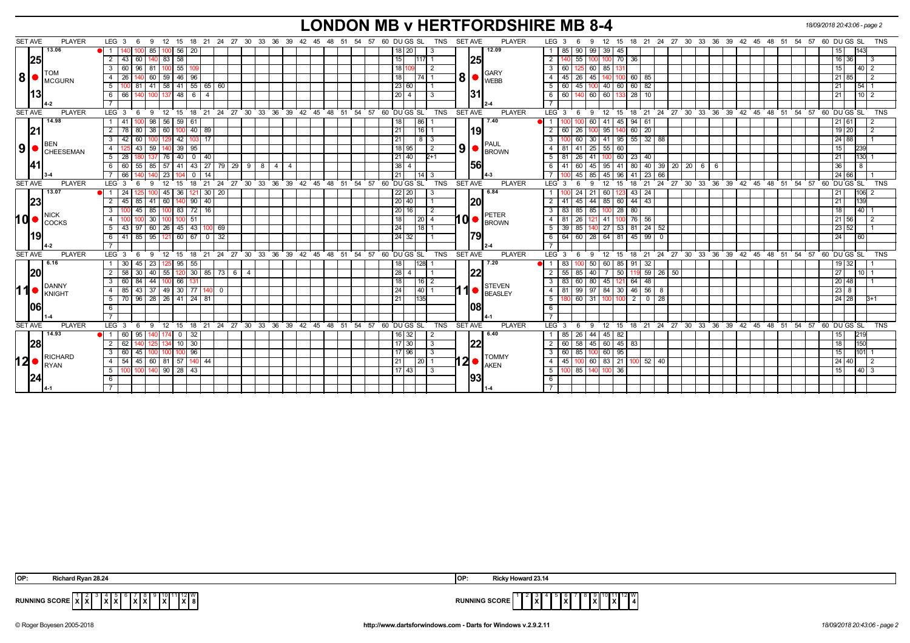# LONDON MB v HERTFORDSHIRE MB 8-4

18/09/2018 20:43:06 - page 2

| SET AVE | PLAYER | LEG | 3 | 6 | 9 | 12 | 15 | 18 | 21 | 24 | 27 | 30 | 33 | 36 | 39 | DU | GS | SL | TNS | SET AVE | PLAYER | LEG | 3 | 6 | 9 | 12 | 15 | 18 | 21 | 24 | 27 | 30 | 33 | 36 | 39 | DU | GS | SL | TNS |
|---|---|---|---|---|---|---|---|---|---|---|---|---|---|---|---|---|---|---|---|---|---|---|---|---|---|---|---|---|---|---|---|---|---|---|---|---|---|---|---|
| 13.06 | 8 TOM MCGURN | 1 | 140 | 100 | 85 | 100 | 56 | 20 | | | | | | | | 18 | 20 | | 3 | 12.09 | 8 GARY WEBB | 1 | 85 | 90 | 99 | 39 | 45 | | | | | | | | | 15 | | 143 | |
| 25 | | 2 | 43 | 60 | 140 | 83 | 58 | | | | | | | | | 15 | | 117 | 1 | 25 | | 2 | 140 | 55 | 100 | 100 | 70 | 36 | | | | | | | | 16 | 36 | | 3 |
| | | 3 | 60 | 96 | 81 | 100 | 55 | 109 | | | | | | | | 18 | 109 | | 2 | | | 3 | 60 | 125 | 60 | 85 | 131 | | | | | | | | | 15 | | 40 | 2 |
| | | 4 | 26 | 140 | 60 | 59 | 46 | 96 | | | | | | | | 18 | | 74 | 1 | | | 4 | 45 | 26 | 45 | 140 | 100 | 60 | 85 | | | | | | | 21 | 85 | | 2 |
| | | 5 | 100 | 81 | 41 | 58 | 41 | 55 | 65 | 60 | | | | | | 23 | 60 | | 1 | | | 5 | 60 | 45 | 100 | 40 | 60 | 60 | 82 | | | | | | | 21 | | 54 | 1 |
| 13 | | 6 | 66 | 140 | 100 | 137 | 48 | 6 | 4 | | | | | | | 20 | 4 | | 3 | 31 | | 6 | 60 | 140 | 60 | 60 | 133 | 28 | 10 | | | | | | | 21 | | 10 | 2 |
| | 4-2 | 7 | | | | | | | | | | | | | | | | | | | 2-4 | 7 | | | | | | | | | | | | | | | | | |
| 14.98 | 9 BEN CHEESEMAN | 1 | 41 | 100 | 98 | 56 | 59 | 61 | | | | | | | | 18 | | 86 | 1 | 7.40 | 9 PAUL BROWN | 1 | 100 | 100 | 60 | 41 | 45 | 94 | 61 | | | | | | | 21 | 61 | | 2 |
| 21 | | 2 | 78 | 80 | 38 | 60 | 100 | 40 | 89 | | | | | | | 21 | | 16 | 1 | 19 | | 2 | 60 | 26 | 100 | 95 | 140 | 60 | 20 | | | | | | | 19 | 20 | | 2 |
| | | 3 | 42 | 60 | 100 | 129 | 42 | 103 | 17 | | | | | | | 21 | | 8 | 3 | | | 3 | 100 | 60 | 30 | 41 | 95 | 55 | 32 | 88 | | | | | | 24 | 88 | | 1 |
| | | 4 | 125 | 43 | 59 | 140 | 39 | 95 | | | | | | | | 18 | 95 | | 2 | | | 4 | 81 | 41 | 25 | 55 | 60 | | | | | | | | | 15 | | 239 | |
| | | 5 | 28 | 180 | 137 | 76 | 40 | 0 | 40 | | | | | | | 21 | 40 | | 2+1 | | | 5 | 81 | 26 | 41 | 100 | 60 | 23 | 40 | | | | | | | 21 | | 130 | 1 |
| 41 | | 6 | 60 | 55 | 85 | 57 | 41 | 43 | 27 | 79 | 29 | 9 | 8 | 4 | 4 | 38 | 4 | | | 56 | | 6 | 41 | 60 | 45 | 95 | 41 | 80 | 40 | 39 | 20 | 20 | 6 | 6 | | 36 | | 8 | |
| | 3-4 | 7 | 66 | 140 | 140 | 23 | 104 | 0 | 14 | | | | | | | 21 | | 14 | 3 | | 4-3 | 7 | 100 | 45 | 85 | 45 | 96 | 41 | 23 | 66 | | | | | | 24 | 66 | | 1 |
| 13.07 | 10 NICK COCKS | 1 | 24 | 125 | 100 | 45 | 36 | 121 | 30 | 20 | | | | | | 22 | 20 | | 3 | 6.84 | 10 PETER BROWN | 1 | 100 | 24 | 21 | 60 | 123 | 43 | 24 | | | | | | | 21 | | 106 | 2 |
| 23 | | 2 | 45 | 85 | 41 | 60 | 140 | 90 | 40 | | | | | | | 20 | 40 | | 1 | 20 | | 2 | 41 | 45 | 44 | 85 | 60 | 44 | 43 | | | | | | | 21 | | 139 | |
| | | 3 | 100 | 45 | 85 | 100 | 83 | 72 | 16 | | | | | | | 20 | 16 | | 2 | | | 3 | 83 | 85 | 85 | 100 | 28 | 80 | | | | | | | | 18 | | 40 | 1 |
| | | 4 | 100 | 100 | 30 | 100 | 100 | 51 | | | | | | | | 18 | | 20 | 4 | | | 4 | 81 | 26 | 121 | 41 | 100 | 76 | 56 | | | | | | | 21 | 56 | | 2 |
| | | 5 | 43 | 97 | 60 | 26 | 45 | 43 | 100 | 69 | | | | | | 24 | | 18 | 1 | | | 5 | 39 | 85 | 140 | 27 | 53 | 81 | 24 | 52 | | | | | | 23 | 52 | | 1 |
| 19 | | 6 | 41 | 85 | 95 | 121 | 60 | 67 | 0 | 32 | | | | | | 24 | 32 | | 1 | 79 | | 6 | 64 | 60 | 28 | 64 | 81 | 45 | 99 | 0 | | | | | | 24 | | 60 | |
| | 4-2 | 7 | | | | | | | | | | | | | | | | | | | 2-4 | 7 | | | | | | | | | | | | | | | | | |
| 6.16 | 11 DANNY KNIGHT | 1 | 30 | 45 | 23 | 125 | 95 | 55 | | | | | | | | 18 | | 128 | 1 | 7.20 | 11 STEVEN BEASLEY | 1 | 83 | 100 | 50 | 60 | 85 | 91 | 32 | | | | | | | 19 | 32 | | 1 |
| 20 | | 2 | 58 | 30 | 40 | 55 | 120 | 30 | 85 | 73 | 6 | 4 | | | | 28 | 4 | | 1 | 22 | | 2 | 55 | 85 | 40 | 7 | 50 | 119 | 59 | 26 | 50 | | | | | 27 | | 10 | 1 |
| | | 3 | 60 | 84 | 44 | 100 | 66 | 131 | | | | | | | | 18 | | 16 | 2 | | | 3 | 83 | 60 | 80 | 45 | 121 | 64 | 48 | | | | | | | 20 | 48 | | 1 |
| | | 4 | 85 | 43 | 37 | 49 | 30 | 77 | 140 | 0 | | | | | | 24 | | 40 | 1 | | | 4 | 81 | 99 | 97 | 84 | 30 | 46 | 56 | 8 | | | | | | 23 | 8 | | |
| | | 5 | 70 | 96 | 28 | 26 | 41 | 24 | 81 | | | | | | | 21 | | 135 | | | | 5 | 180 | 60 | 31 | 100 | 100 | 2 | 0 | 28 | | | | | | 24 | 28 | | 3+1 |
| 06 | | 6 | | | | | | | | | | | | | | | | | | 08 | | 6 | | | | | | | | | | | | | | | | | |
| | 1-4 | 7 | | | | | | | | | | | | | | | | | | | 4-1 | 7 | | | | | | | | | | | | | | | | | |
| 14.93 | 12 RICHARD RYAN | 1 | 60 | 95 | 140 | 174 | 0 | 32 | | | | | | | | 16 | 32 | | 2 | 6.40 | 12 TOMMY AKEN | 1 | 85 | 26 | 44 | 45 | 82 | | | | | | | | | 15 | | 219 | |
| 28 | | 2 | 62 | 140 | 125 | 134 | 10 | 30 | | | | | | | | 17 | 30 | | 3 | 22 | | 2 | 60 | 58 | 45 | 60 | 45 | 83 | | | | | | | | 18 | | 150 | |
| | | 3 | 60 | 45 | 100 | 100 | 100 | 96 | | | | | | | | 17 | 96 | | 3 | | | 3 | 60 | 85 | 100 | 60 | 95 | | | | | | | | | 15 | | 101 | 1 |
| | | 4 | 54 | 45 | 60 | 81 | 57 | 140 | 44 | | | | | | | 21 | | 20 | 1 | | | 4 | 45 | 100 | 60 | 83 | 21 | 100 | 52 | 40 | | | | | | 24 | 40 | | 2 |
| 24 | | 5 | 100 | 100 | 140 | 90 | 28 | 43 | | | | | | | | 17 | 43 | | 3 | 93 | | 5 | 100 | 85 | 140 | 100 | 36 | | | | | | | | | 15 | | 40 | 3 |
| | 4-1 | 6 | | | | | | | | | | | | | | | | | | | 1-4 | 6 | | | | | | | | | | | | | | | | | |

OP: Richard Ryan 28.24

OP: Ricky Howard 23.14

| RUNNING SCORE | 1 | 2 | 3 | 4 | 5 | 6 | 7 | 8 | 9 | 10 | 11 | 12 | W |
|---|---|---|---|---|---|---|---|---|---|---|---|---|---|
| LONDON MB | X | X | | X | X | | X | X | | X | | X | 8 |
| HERTFORDSHIRE MB | | | X | | | X | | | X | | X | | 4 |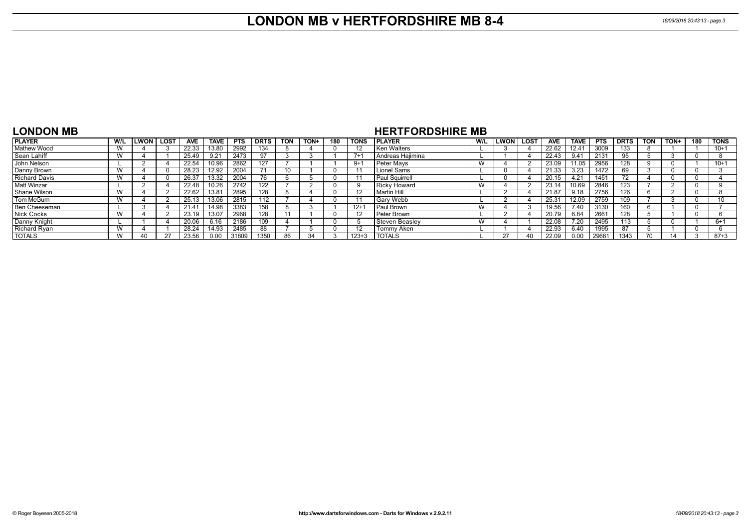# LONDON MB v HERTFORDSHIRE MB 8-4

## LONDON MB

## HERTFORDSHIRE MB

| PLAYER | W/L | LWON | LOST | AVE | TAVE | PTS | DRTS | TON | TON+ | 180 | TONS | PLAYER | W/L | LWON | LOST | AVE | TAVE | PTS | DRTS | TON | TON+ | 180 | TONS |
|---|---|---|---|---|---|---|---|---|---|---|---|---|---|---|---|---|---|---|---|---|---|---|---|
| Mathew Wood | W | 4 | 3 | 22.33 | 13.80 | 2992 | 134 | 8 | 4 | 0 | 12 | Ken Walters | L | 3 | 4 | 22.62 | 12.41 | 3009 | 133 | 8 | 1 | 1 | 10+1 |
| Sean Lahiff | W | 4 | 1 | 25.49 | 9.21 | 2473 | 97 | 3 | 3 | 1 | 7+1 | Andreas Hajimina | L | 1 | 4 | 22.43 | 9.41 | 2131 | 95 | 5 | 3 | 0 | 8 |
| John Nelson | L | 2 | 4 | 22.54 | 10.96 | 2862 | 127 | 7 | 1 | 1 | 9+1 | Peter Mays | W | 4 | 2 | 23.09 | 11.05 | 2956 | 128 | 9 | 0 | 1 | 10+1 |
| Danny Brown | W | 4 | 0 | 28.23 | 12.92 | 2004 | 71 | 10 | 1 | 0 | 11 | Lionel Sams | L | 0 | 4 | 21.33 | 3.23 | 1472 | 69 | 3 | 0 | 0 | 3 |
| Richard Davis | W | 4 | 0 | 26.37 | 13.32 | 2004 | 76 | 6 | 5 | 0 | 11 | Paul Squirrell | L | 0 | 4 | 20.15 | 4.21 | 1451 | 72 | 4 | 0 | 0 | 4 |
| Matt Winzar | L | 2 | 4 | 22.48 | 10.26 | 2742 | 122 | 7 | 2 | 0 | 9 | Ricky Howard | W | 4 | 2 | 23.14 | 10.69 | 2846 | 123 | 7 | 2 | 0 | 9 |
| Shane Wilson | W | 4 | 2 | 22.62 | 13.81 | 2895 | 128 | 8 | 4 | 0 | 12 | Martin Hill | L | 2 | 4 | 21.87 | 9.18 | 2756 | 126 | 6 | 2 | 0 | 8 |
| Tom McGurn | W | 4 | 2 | 25.13 | 13.06 | 2815 | 112 | 7 | 4 | 0 | 11 | Gary Webb | L | 2 | 4 | 25.31 | 12.09 | 2759 | 109 | 7 | 3 | 0 | 10 |
| Ben Cheeseman | L | 3 | 4 | 21.41 | 14.98 | 3383 | 158 | 8 | 3 | 1 | 12+1 | Paul Brown | W | 4 | 3 | 19.56 | 7.40 | 3130 | 160 | 6 | 1 | 0 | 7 |
| Nick Cocks | W | 4 | 2 | 23.19 | 13.07 | 2968 | 128 | 11 | 1 | 0 | 12 | Peter Brown | L | 2 | 4 | 20.79 | 6.84 | 2661 | 128 | 5 | 1 | 0 | 6 |
| Danny Knight | L | 1 | 4 | 20.06 | 6.16 | 2186 | 109 | 4 | 1 | 0 | 5 | Steven Beasley | W | 4 | 1 | 22.08 | 7.20 | 2495 | 113 | 5 | 0 | 1 | 6+1 |
| Richard Ryan | W | 4 | 1 | 28.24 | 14.93 | 2485 | 88 | 7 | 5 | 0 | 12 | Tommy Aken | L | 1 | 4 | 22.93 | 6.40 | 1995 | 87 | 5 | 1 | 0 | 6 |
| TOTALS | W | 40 | 27 | 23.56 | 0.00 | 31809 | 1350 | 86 | 34 | 3 | 123+3 | TOTALS | L | 27 | 40 | 22.09 | 0.00 | 29661 | 1343 | 70 | 14 | 3 | 87+3 |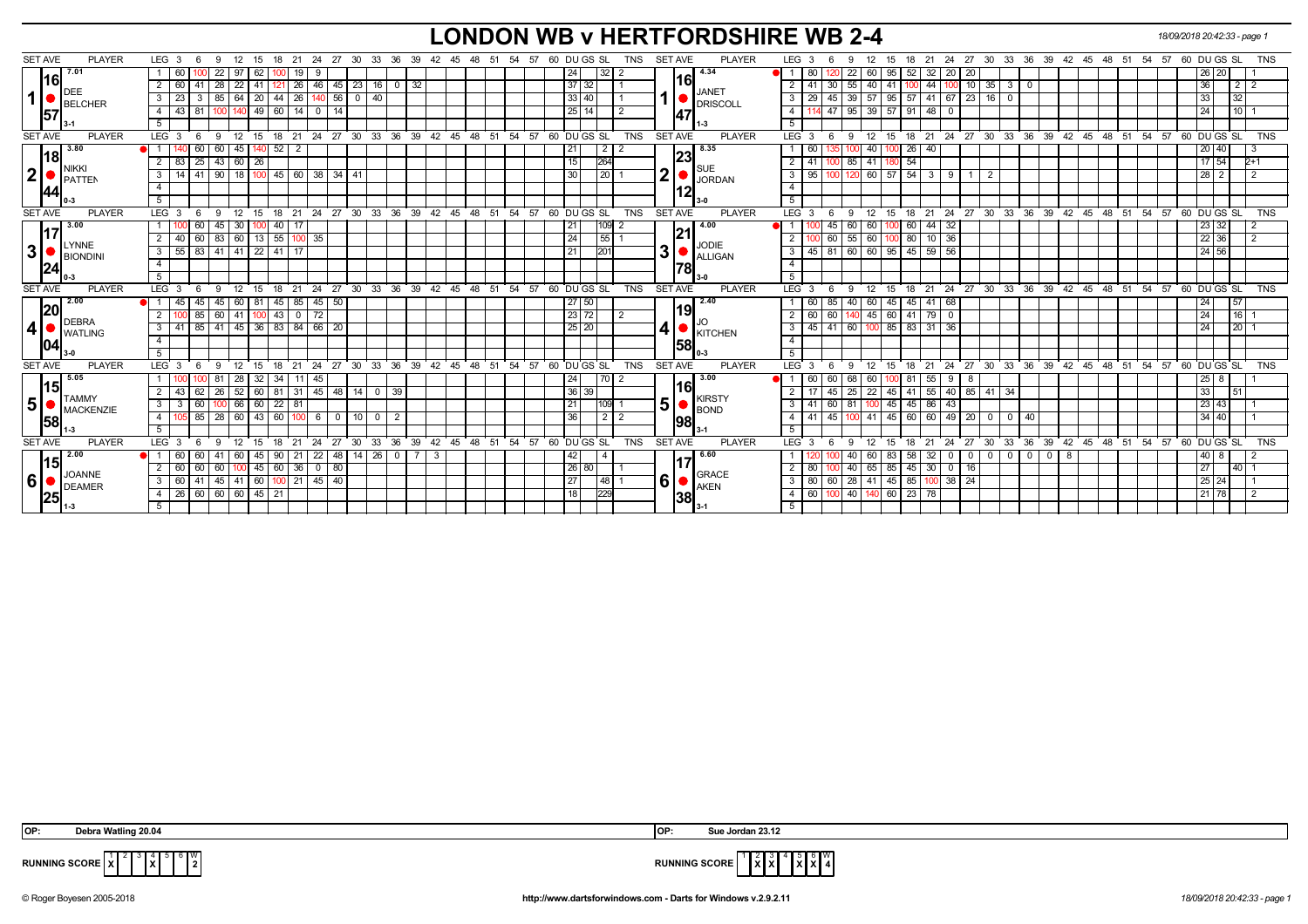# LONDON WB v HERTFORDSHIRE WB 2-4

| SET AVE | PLAYER | LEG | 3 | 6 | 9 | 12 | 15 | 18 | 21 | 24 | 27 | 30 | 33 | 36 | 39 | 42 | 45 | 48 | 51 | 54 | 57 | 60 | DU | GS | SL | TNS | SET AVE | PLAYER | LEG | 3 | 6 | 9 | 12 | 15 | 18 | 21 | 24 | 27 | 30 | 33 | 36 | 39 | 42 | 45 | 48 | 51 | 54 | 57 | 60 | DU | GS | SL | TNS |
|---|---|---|---|---|---|---|---|---|---|---|---|---|---|---|---|---|---|---|---|---|---|---|---|---|---|---|---|---|---|---|---|---|---|---|---|---|---|---|---|---|---|---|---|---|---|---|---|---|---|---|---|---|---|
| 16.57 (7.01) | 1 DEE BELCHER (3-1) | 1 | 60 | 100 | 22 | 97 | 62 | 100 | 19 | 9 | | | | | | | | | | | | | 24 | | 32 | 2 | 16.47 (4.34) | 1 JANET DRISCOLL (1-3) | 1 | 80 | 120 | 22 | 60 | 95 | 52 | 32 | 20 | 20 | | | | | | | | | | | | 26 | 20 | | 1 |
| | | 2 | 60 | 41 | 28 | 22 | 41 | 121 | 26 | 46 | 45 | 23 | 16 | 0 | 32 | | | | | | | | 37 | 32 | | 1 | | | 2 | 41 | 30 | 55 | 40 | 41 | 100 | 44 | 100 | 10 | 35 | 3 | 0 | | | | | | | | | 36 | | 2 | 2 |
| | | 3 | 23 | 3 | 85 | 64 | 20 | 44 | 26 | 140 | 56 | 0 | 40 | | | | | | | | | | 33 | 40 | | 1 | | | 3 | 29 | 45 | 39 | 57 | 95 | 57 | 41 | 67 | 23 | 16 | 0 | | | | | | | | | | 33 | | 32 | |
| | | 4 | 43 | 81 | 100 | 140 | 49 | 60 | 14 | 0 | 14 | | | | | | | | | | | | 25 | 14 | | 2 | | | 4 | 114 | 47 | 95 | 39 | 57 | 91 | 48 | 0 | | | | | | | | | | | | | 24 | | 10 | 1 |
| | | 5 | | | | | | | | | | | | | | | | | | | | | | | | | | | 5 | | | | | | | | | | | | | | | | | | | | | | | | |
| 18.44 (3.80) | 2 NIKKI PATTEN (0-3) | 1 | 140 | 60 | 60 | 45 | 140 | 52 | 2 | | | | | | | | | | | | | | 21 | | 2 | 2 | 23.12 (8.35) | 2 SUE JORDAN (3-0) | 1 | 60 | 135 | 100 | 40 | 100 | 26 | 40 | | | | | | | | | | | | | | 20 | 40 | | 3 |
| | | 2 | 83 | 25 | 43 | 60 | 26 | | | | | | | | | | | | | | | | 15 | | 264 | | | | 2 | 41 | 100 | 85 | 41 | 180 | 54 | | | | | | | | | | | | | | | 17 | 54 | | 2+1 |
| | | 3 | 14 | 41 | 90 | 18 | 100 | 45 | 60 | 38 | 34 | 41 | | | | | | | | | | | 30 | | 20 | 1 | | | 3 | 95 | 100 | 120 | 60 | 57 | 54 | 3 | 9 | 1 | 2 | | | | | | | | | | | 28 | 2 | | 2 |
| | | 4 | | | | | | | | | | | | | | | | | | | | | | | | | | | 4 | | | | | | | | | | | | | | | | | | | | | | | | |
| | | 5 | | | | | | | | | | | | | | | | | | | | | | | | | | | 5 | | | | | | | | | | | | | | | | | | | | | | | | |
| 17.24 (3.00) | 3 LYNNE BIONDINI (0-3) | 1 | 100 | 60 | 45 | 30 | 100 | 40 | 17 | | | | | | | | | | | | | | 21 | | 109 | 2 | 21.78 (4.00) | 3 JODIE ALLIGAN (3-0) | 1 | 100 | 45 | 60 | 60 | 100 | 60 | 44 | 32 | | | | | | | | | | | | | 23 | 32 | | 2 |
| | | 2 | 40 | 60 | 83 | 60 | 13 | 55 | 100 | 35 | | | | | | | | | | | | | 24 | | 55 | 1 | | | 2 | 100 | 60 | 55 | 60 | 100 | 80 | 10 | 36 | | | | | | | | | | | | | 22 | 36 | | 2 |
| | | 3 | 55 | 83 | 41 | 41 | 22 | 41 | 17 | | | | | | | | | | | | | | 21 | | 201 | | | | 3 | 45 | 81 | 60 | 60 | 95 | 45 | 59 | 56 | | | | | | | | | | | | | 24 | 56 | | |
| | | 4 | | | | | | | | | | | | | | | | | | | | | | | | | | | 4 | | | | | | | | | | | | | | | | | | | | | | | | |
| | | 5 | | | | | | | | | | | | | | | | | | | | | | | | | | | 5 | | | | | | | | | | | | | | | | | | | | | | | | |
| 20.04 (2.00) | 4 DEBRA WATLING (3-0) | 1 | 45 | 45 | 45 | 60 | 81 | 45 | 85 | 45 | 50 | | | | | | | | | | | | 27 | 50 | | | 19.58 (2.40) | 4 JO KITCHEN (0-3) | 1 | 60 | 85 | 40 | 60 | 45 | 45 | 41 | 68 | | | | | | | | | | | | | 24 | | 57 | |
| | | 2 | 100 | 85 | 60 | 41 | 100 | 43 | 0 | 72 | | | | | | | | | | | | | 23 | 72 | | 2 | | | 2 | 60 | 60 | 140 | 45 | 60 | 41 | 79 | 0 | | | | | | | | | | | | | 24 | | 16 | 1 |
| | | 3 | 41 | 85 | 41 | 45 | 36 | 83 | 84 | 66 | 20 | | | | | | | | | | | | 25 | 20 | | | | | 3 | 45 | 41 | 60 | 100 | 85 | 83 | 31 | 36 | | | | | | | | | | | | | 24 | | 20 | 1 |
| | | 4 | | | | | | | | | | | | | | | | | | | | | | | | | | | 4 | | | | | | | | | | | | | | | | | | | | | | | | |
| | | 5 | | | | | | | | | | | | | | | | | | | | | | | | | | | 5 | | | | | | | | | | | | | | | | | | | | | | | | |
| 15.58 (5.05) | 5 TAMMY MACKENZIE (1-3) | 1 | 100 | 100 | 81 | 28 | 32 | 34 | 11 | 45 | | | | | | | | | | | | | 24 | | 70 | 2 | 16.98 (3.00) | 5 KIRSTY BOND (3-1) | 1 | 60 | 60 | 68 | 60 | 100 | 81 | 55 | 9 | 8 | | | | | | | | | | | | 25 | 8 | | 1 |
| | | 2 | 43 | 62 | 26 | 52 | 60 | 81 | 31 | 45 | 48 | 14 | 0 | 39 | | | | | | | | | 36 | 39 | | | | | 2 | 17 | 45 | 25 | 22 | 45 | 41 | 55 | 40 | 85 | 41 | 34 | | | | | | | | | | 33 | | 51 | |
| | | 3 | 3 | 60 | 100 | 66 | 60 | 22 | 81 | | | | | | | | | | | | | | 21 | | 109 | 1 | | | 3 | 41 | 60 | 81 | 100 | 45 | 45 | 86 | 43 | | | | | | | | | | | | | 23 | 43 | | 1 |
| | | 4 | 105 | 85 | 28 | 60 | 43 | 60 | 100 | 6 | 0 | 10 | 0 | 2 | | | | | | | | | 36 | | 2 | 2 | | | 4 | 41 | 45 | 100 | 41 | 45 | 60 | 60 | 49 | 20 | 0 | 0 | 40 | | | | | | | | | 34 | 40 | | 1 |
| | | 5 | | | | | | | | | | | | | | | | | | | | | | | | | | | 5 | | | | | | | | | | | | | | | | | | | | | | | | |
| 15.25 (2.00) | 6 JOANNE DEAMER (1-3) | 1 | 60 | 60 | 41 | 60 | 45 | 90 | 21 | 22 | 48 | 14 | 26 | 0 | 7 | 3 | | | | | | | 42 | | 4 | | 17.38 (6.60) | 6 GRACE AKEN (3-1) | 1 | 120 | 100 | 40 | 60 | 83 | 58 | 32 | 0 | 0 | 0 | 0 | 0 | 0 | 8 | | | | | | | 40 | 8 | | 2 |
| | | 2 | 60 | 60 | 60 | 100 | 45 | 60 | 36 | 0 | 80 | | | | | | | | | | | | 26 | 80 | | 1 | | | 2 | 80 | 100 | 40 | 65 | 85 | 45 | 30 | 0 | 16 | | | | | | | | | | | | 27 | | 40 | 1 |
| | | 3 | 60 | 41 | 45 | 41 | 60 | 100 | 21 | 45 | 40 | | | | | | | | | | | | 27 | | 48 | 1 | | | 3 | 80 | 60 | 28 | 41 | 45 | 85 | 100 | 38 | 24 | | | | | | | | | | | | 25 | 24 | | 1 |
| | | 4 | 26 | 60 | 60 | 60 | 45 | 21 | | | | | | | | | | | | | | | 18 | | 229 | | | | 4 | 60 | 100 | 40 | 140 | 60 | 23 | 78 | | | | | | | | | | | | | | 21 | 78 | | 2 |
| | | 5 | | | | | | | | | | | | | | | | | | | | | | | | | | | 5 | | | | | | | | | | | | | | | | | | | | | | | | |

OP: Debra Watling 20.04 | OP: Sue Jordan 23.12

| RUNNING SCORE | 1 | 2 | 3 | 4 | 5 | 6 | W |
|---|---|---|---|---|---|---|---|
| LONDON WB | X | | | X | | | 2 |
| HERTFORDSHIRE WB | | X | X | | X | X | 4 |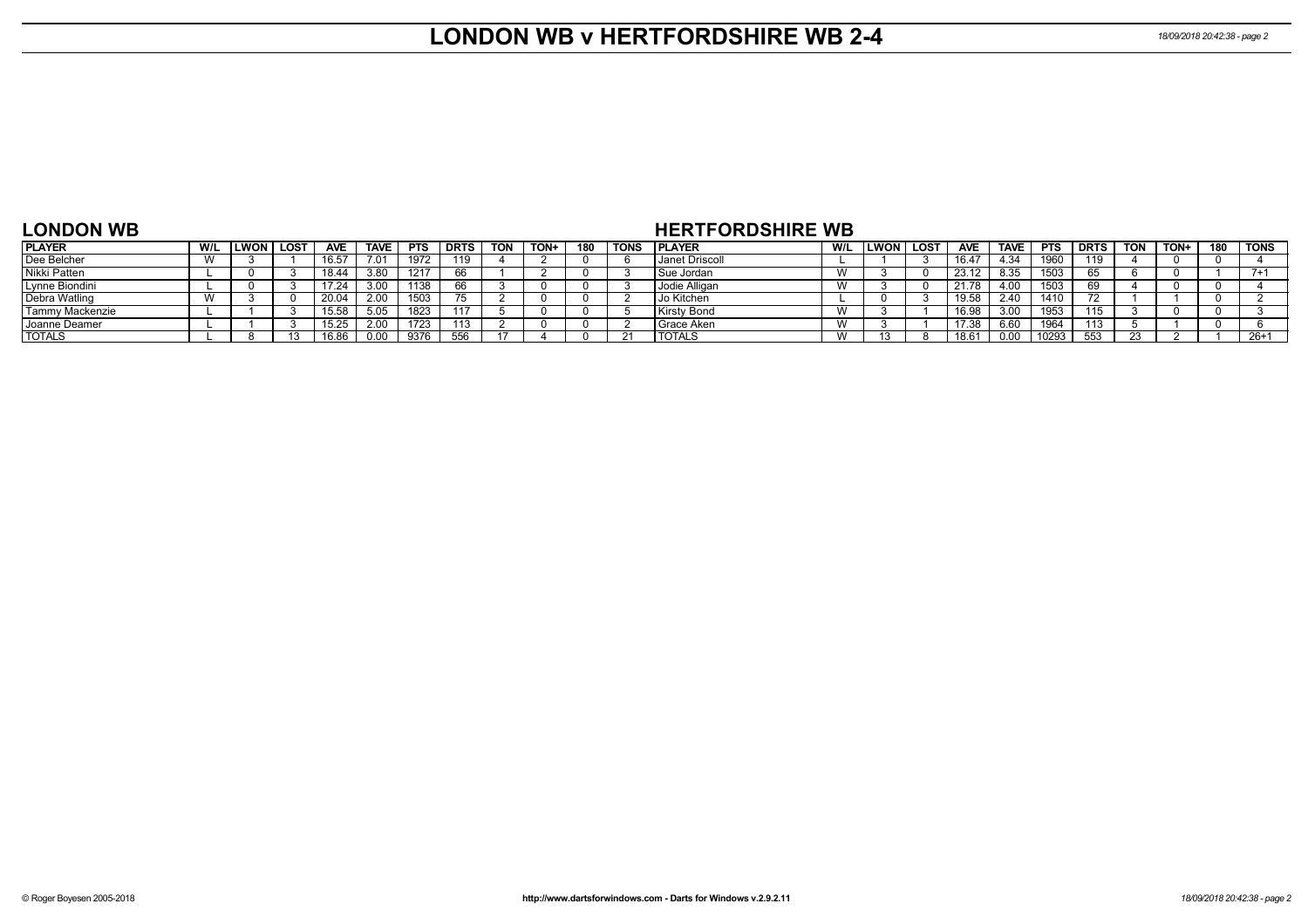# LONDON WB v HERTFORDSHIRE WB 2-4

## LONDON WB

| PLAYER | W/L | LWON | LOST | AVE | TAVE | PTS | DRTS | TON | TON+ | 180 | TONS |
|---|---|---|---|---|---|---|---|---|---|---|---|
| Dee Belcher | W | 3 | 1 | 16.57 | 7.01 | 1972 | 119 | 4 | 2 | 0 | 6 |
| Nikki Patten | L | 0 | 3 | 18.44 | 3.80 | 1217 | 66 | 1 | 2 | 0 | 3 |
| Lynne Biondini | L | 0 | 3 | 17.24 | 3.00 | 1138 | 66 | 3 | 0 | 0 | 3 |
| Debra Watling | W | 3 | 0 | 20.04 | 2.00 | 1503 | 75 | 2 | 0 | 0 | 2 |
| Tammy Mackenzie | L | 1 | 3 | 15.58 | 5.05 | 1823 | 117 | 5 | 0 | 0 | 5 |
| Joanne Deamer | L | 1 | 3 | 15.25 | 2.00 | 1723 | 113 | 2 | 0 | 0 | 2 |
| TOTALS | L | 8 | 13 | 16.86 | 0.00 | 9376 | 556 | 17 | 4 | 0 | 21 |

## HERTFORDSHIRE WB

| PLAYER | W/L | LWON | LOST | AVE | TAVE | PTS | DRTS | TON | TON+ | 180 | TONS |
|---|---|---|---|---|---|---|---|---|---|---|---|
| Janet Driscoll | L | 1 | 3 | 16.47 | 4.34 | 1960 | 119 | 4 | 0 | 0 | 4 |
| Sue Jordan | W | 3 | 0 | 23.12 | 8.35 | 1503 | 65 | 6 | 0 | 1 | 7+1 |
| Jodie Alligan | W | 3 | 0 | 21.78 | 4.00 | 1503 | 69 | 4 | 0 | 0 | 4 |
| Jo Kitchen | L | 0 | 3 | 19.58 | 2.40 | 1410 | 72 | 1 | 1 | 0 | 2 |
| Kirsty Bond | W | 3 | 1 | 16.98 | 3.00 | 1953 | 115 | 3 | 0 | 0 | 3 |
| Grace Aken | W | 3 | 1 | 17.38 | 6.60 | 1964 | 113 | 5 | 1 | 0 | 6 |
| TOTALS | W | 13 | 8 | 18.61 | 0.00 | 10293 | 553 | 23 | 2 | 1 | 26+1 |